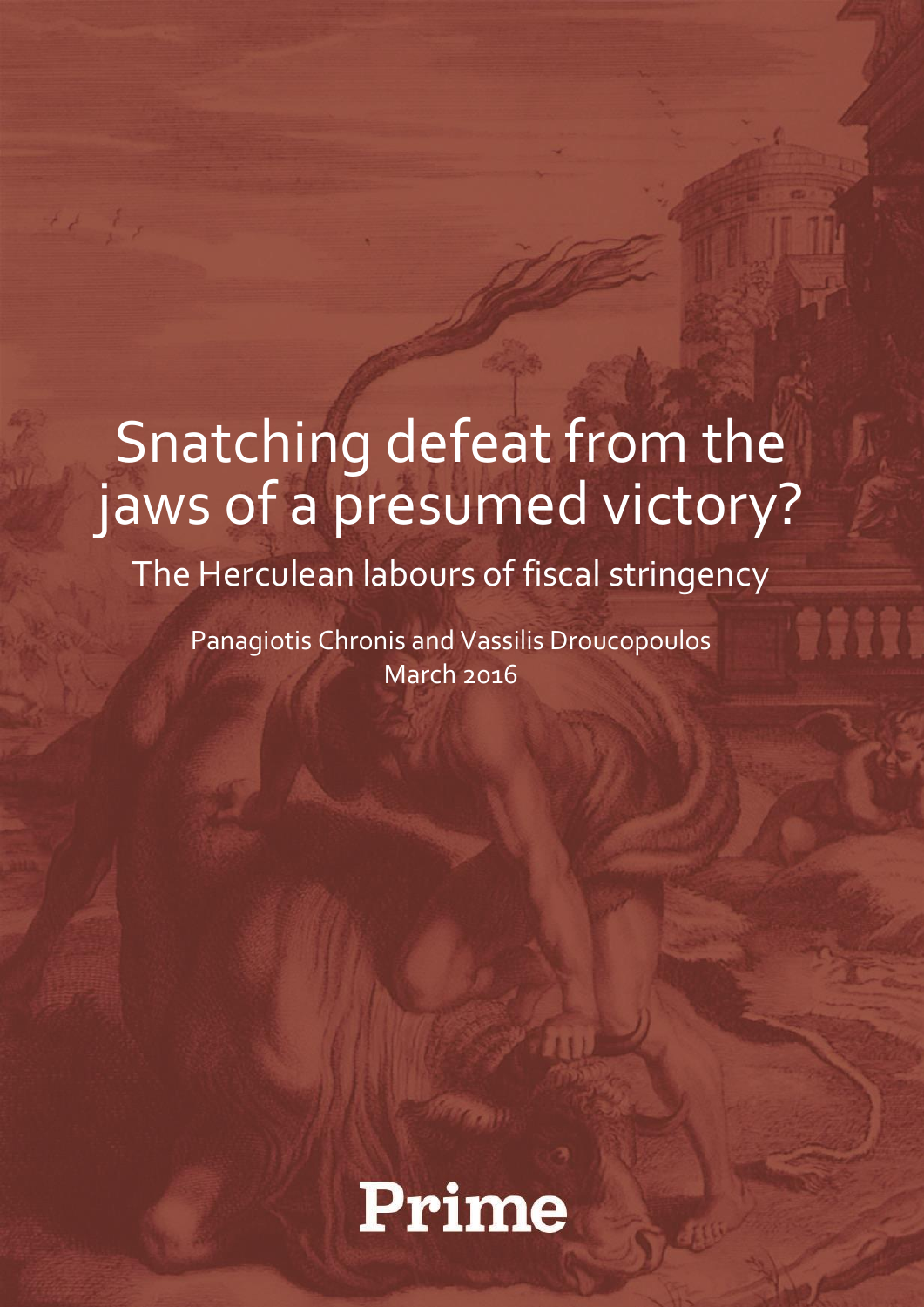# Snatching defeat from the jaws of a presumed victory?

## The Herculean labours of fiscal stringency

Panagiotis Chronis and Vassilis Droucopoulos

March 2016

Prime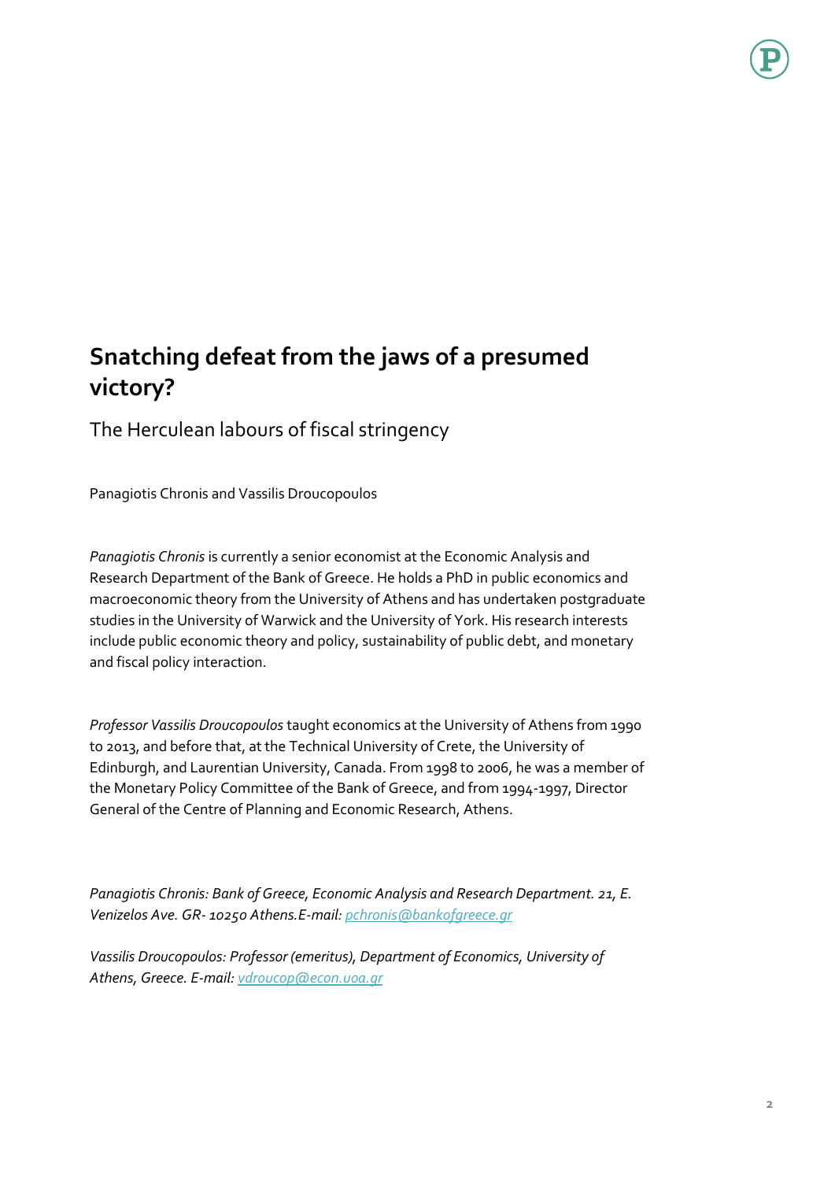# Snatching defeat from the jaws of a presumed victory?

## The Herculean labours of fiscal stringency

Panagiotis Chronis and Vassilis Droucopoulos

*Panagiotis Chronis* is currently a senior economist at the Economic Analysis and Research Department of the Bank of Greece. He holds a PhD in public economics and macroeconomic theory from the University of Athens and has undertaken postgraduate studies in the University of Warwick and the University of York. His research interests include public economic theory and policy, sustainability of public debt, and monetary and fiscal policy interaction.

*Professor Vassilis Droucopoulos* taught economics at the University of Athens from 1990 to 2013, and before that, at the Technical University of Crete, the University of Edinburgh, and Laurentian University, Canada. From 1998 to 2006, he was a member of the Monetary Policy Committee of the Bank of Greece, and from 1994-1997, Director General of the Centre of Planning and Economic Research, Athens.

*Panagiotis Chronis: Bank of Greece, Economic Analysis and Research Department. 21, E. Venizelos Ave. GR- 10250 Athens.E-mail: pchronis@bankofgreece.gr*

*Vassilis Droucopoulos: Professor (emeritus), Department of Economics, University of Athens, Greece. E-mail: vdroucop@econ.uoa.gr*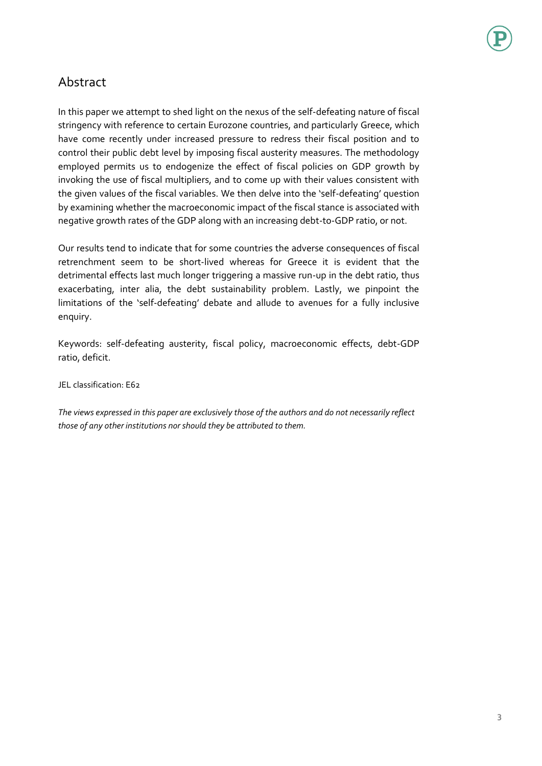## Abstract

In this paper we attempt to shed light on the nexus of the self-defeating nature of fiscal stringency with reference to certain Eurozone countries, and particularly Greece, which have come recently under increased pressure to redress their fiscal position and to control their public debt level by imposing fiscal austerity measures. The methodology employed permits us to endogenize the effect of fiscal policies on GDP growth by invoking the use of fiscal multipliers, and to come up with their values consistent with the given values of the fiscal variables. We then delve into the 'self-defeating' question by examining whether the macroeconomic impact of the fiscal stance is associated with negative growth rates of the GDP along with an increasing debt-to-GDP ratio, or not.

Our results tend to indicate that for some countries the adverse consequences of fiscal retrenchment seem to be short-lived whereas for Greece it is evident that the detrimental effects last much longer triggering a massive run-up in the debt ratio, thus exacerbating, inter alia, the debt sustainability problem. Lastly, we pinpoint the limitations of the 'self-defeating' debate and allude to avenues for a fully inclusive enquiry.

Keywords: self-defeating austerity, fiscal policy, macroeconomic effects, debt-GDP ratio, deficit.

JEL classification: E62

*The views expressed in this paper are exclusively those of the authors and do not necessarily reflect those of any other institutions nor should they be attributed to them.*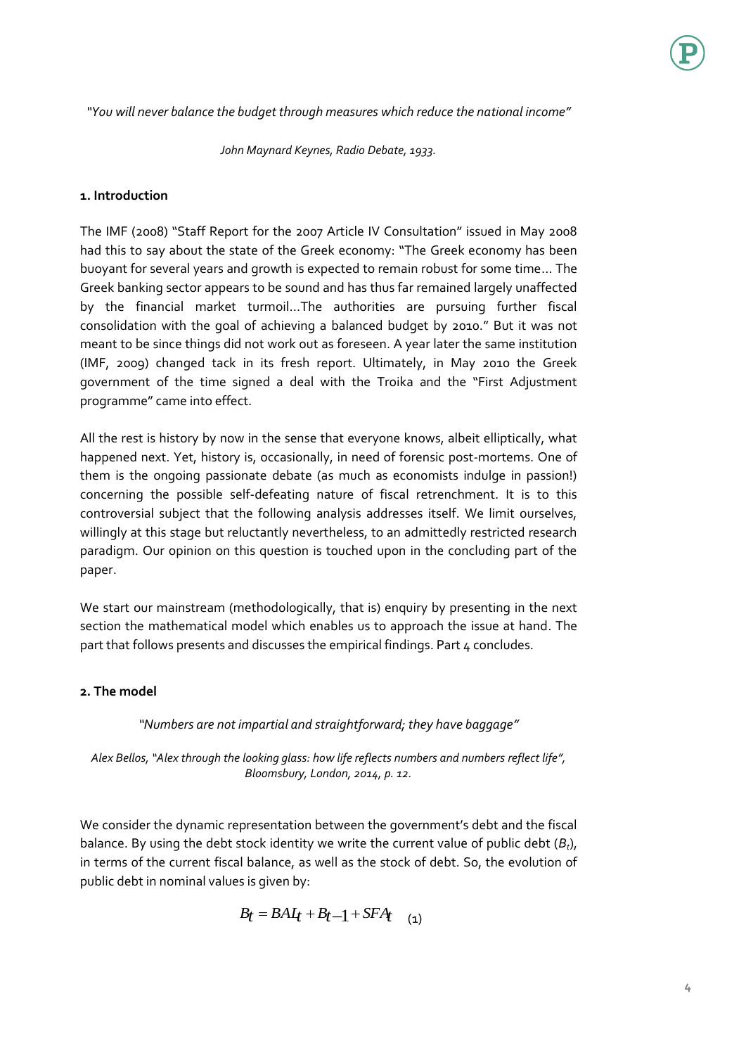*"You will never balance the budget through measures which reduce the national income"*

*John Maynard Keynes, Radio Debate, 1933.*

## 1. Introduction

The IMF (2008) "Staff Report for the 2007 Article IV Consultation" issued in May 2008 had this to say about the state of the Greek economy: "The Greek economy has been buoyant for several years and growth is expected to remain robust for some time… The Greek banking sector appears to be sound and has thus far remained largely unaffected by the financial market turmoil…The authorities are pursuing further fiscal consolidation with the goal of achieving a balanced budget by 2010." But it was not meant to be since things did not work out as foreseen. A year later the same institution (IMF, 2009) changed tack in its fresh report. Ultimately, in May 2010 the Greek government of the time signed a deal with the Troika and the "First Adjustment programme" came into effect.

All the rest is history by now in the sense that everyone knows, albeit elliptically, what happened next. Yet, history is, occasionally, in need of forensic post-mortems. One of them is the ongoing passionate debate (as much as economists indulge in passion!) concerning the possible self-defeating nature of fiscal retrenchment. It is to this controversial subject that the following analysis addresses itself. We limit ourselves, willingly at this stage but reluctantly nevertheless, to an admittedly restricted research paradigm. Our opinion on this question is touched upon in the concluding part of the paper.

We start our mainstream (methodologically, that is) enquiry by presenting in the next section the mathematical model which enables us to approach the issue at hand. The part that follows presents and discusses the empirical findings. Part 4 concludes.

## 2. The model

*"Numbers are not impartial and straightforward; they have baggage"*

*Alex Bellos, "Alex through the looking glass: how life reflects numbers and numbers reflect life", Bloomsbury, London, 2014, p. 12.*

We consider the dynamic representation between the government's debt and the fiscal balance. By using the debt stock identity we write the current value of public debt ($B_t$), in terms of the current fiscal balance, as well as the stock of debt. So, the evolution of public debt in nominal values is given by:

$$B_t = BAL_t + B_{t-1} + SFA_t \quad (1)$$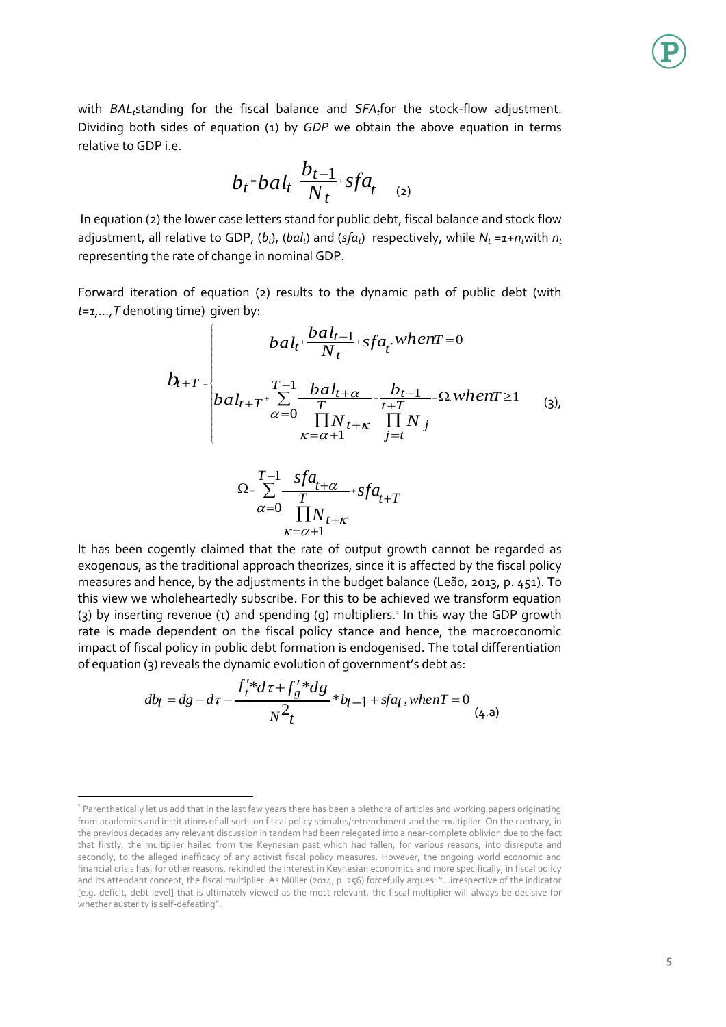with $BAL_t$ standing for the fiscal balance and $SFA_t$ for the stock-flow adjustment. Dividing both sides of equation (1) by *GDP* we obtain the above equation in terms relative to GDP i.e.

$$b_t = bal_t + \frac{b_{t-1}}{N_t} + sfa_t \quad (2)$$

In equation (2) the lower case letters stand for public debt, fiscal balance and stock flow adjustment, all relative to GDP, ($b_t$), ($bal_t$) and ($sfa_t$) respectively, while $N_t = 1 + n_t$ with $n_t$ representing the rate of change in nominal GDP.

Forward iteration of equation (2) results to the dynamic path of public debt (with $t=1,\ldots,T$ denoting time) given by:

$$b_{t+T} = \begin{cases} bal_t + \dfrac{bal_{t-1}}{N_t} + sfa_t, \; when T = 0 \\ bal_{t+T} + \displaystyle\sum_{\alpha=0}^{T-1} \frac{bal_{t+\alpha}}{\prod_{\kappa=\alpha+1}^{T} N_{t+\kappa}} + \frac{b_{t-1}}{\prod_{j=t}^{t+T} N_j} + \Omega, \; when T \geq 1 \end{cases} \quad (3),$$

$$\Omega = \sum_{\alpha=0}^{T-1} \frac{sfa_{t+\alpha}}{\prod_{\kappa=\alpha+1}^{T} N_{t+\kappa}} + sfa_{t+T}$$

It has been cogently claimed that the rate of output growth cannot be regarded as exogenous, as the traditional approach theorizes, since it is affected by the fiscal policy measures and hence, by the adjustments in the budget balance (Leão, 2013, p. 451). To this view we wholeheartedly subscribe. For this to be achieved we transform equation (3) by inserting revenue (τ) and spending (g) multipliers.[1] In this way the GDP growth rate is made dependent on the fiscal policy stance and hence, the macroeconomic impact of fiscal policy in public debt formation is endogenised. The total differentiation of equation (3) reveals the dynamic evolution of government's debt as:

$$db_t = dg - d\tau - \frac{f_t' * d\tau + f_g' * dg}{N_t^2} * b_{t-1} + sfa_t, \; when T = 0 \quad (4.a)$$

[1] Parenthetically let us add that in the last few years there has been a plethora of articles and working papers originating from academics and institutions of all sorts on fiscal policy stimulus/retrenchment and the multiplier. On the contrary, in the previous decades any relevant discussion in tandem had been relegated into a near-complete oblivion due to the fact that firstly, the multiplier hailed from the Keynesian past which had fallen, for various reasons, into disrepute and secondly, to the alleged inefficacy of any activist fiscal policy measures. However, the ongoing world economic and financial crisis has, for other reasons, rekindled the interest in Keynesian economics and more specifically, in fiscal policy and its attendant concept, the fiscal multiplier. As Müller (2014, p. 256) forcefully argues: "…irrespective of the indicator [e.g. deficit, debt level] that is ultimately viewed as the most relevant, the fiscal multiplier will always be decisive for whether austerity is self-defeating".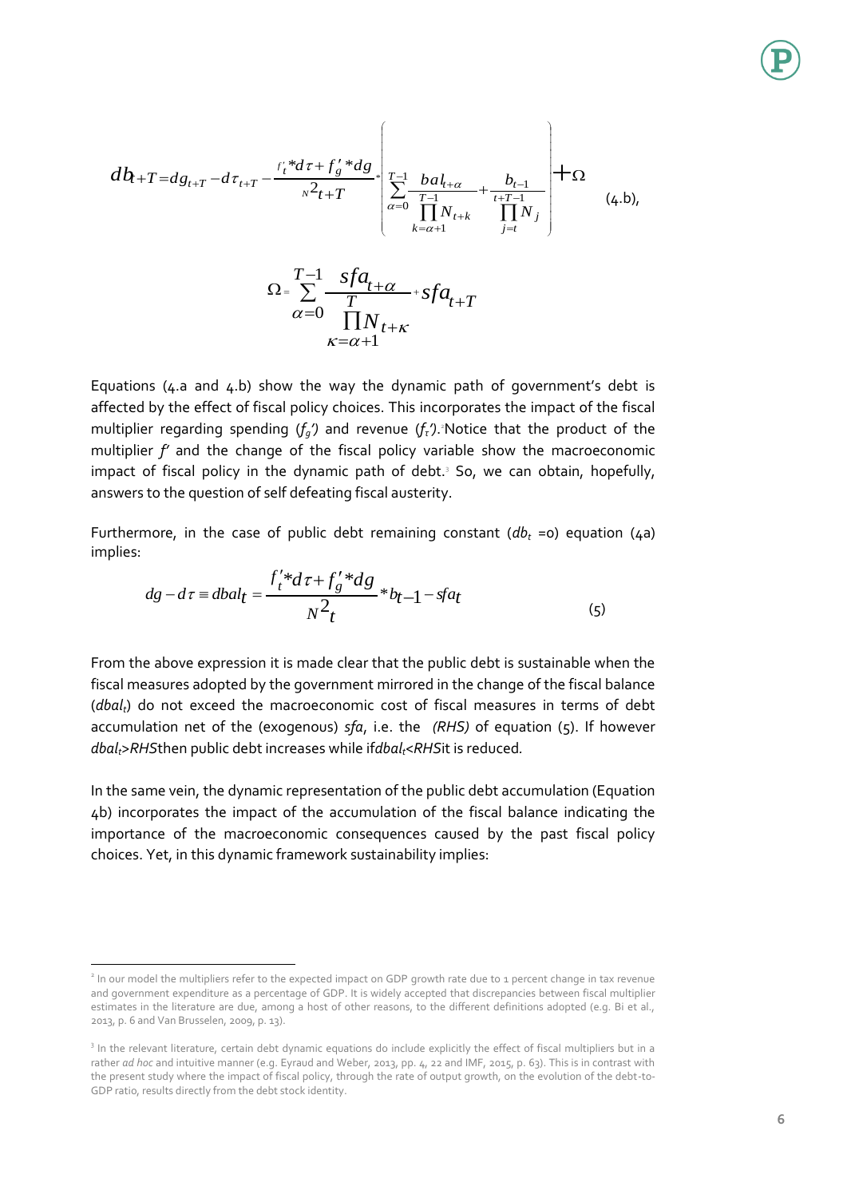$$db_{t+T} = dg_{t+T} - d\tau_{t+T} - \frac{f_t' * d\tau + f_g' * dg}{N^2_{t+T}} * \left( \sum_{\alpha=0}^{T-1} \frac{bal_{t+\alpha}}{\prod_{k=\alpha+1}^{T-1} N_{t+k}} + \frac{b_{t-1}}{\prod_{j=t}^{t+T-1} N_j} \right) + \Omega \quad \text{(4.b)},$$

$$\Omega = \sum_{\alpha=0}^{T-1} \frac{sfa_{t+\alpha}}{\prod_{\kappa=\alpha+1}^{T} N_{t+\kappa}} + sfa_{t+T}$$

Equations (4.a and 4.b) show the way the dynamic path of government's debt is affected by the effect of fiscal policy choices. This incorporates the impact of the fiscal multiplier regarding spending ($f_g'$) and revenue ($f_\tau'$).[2] Notice that the product of the multiplier $f'$ and the change of the fiscal policy variable show the macroeconomic impact of fiscal policy in the dynamic path of debt.[3] So, we can obtain, hopefully, answers to the question of self defeating fiscal austerity.

Furthermore, in the case of public debt remaining constant ($db_t$ =0) equation (4a) implies:

$$dg - d\tau \equiv dbal_t = \frac{f_t' * d\tau + f_g' * dg}{N^2_t} * b_{t-1} - sfa_t \quad (5)$$

From the above expression it is made clear that the public debt is sustainable when the fiscal measures adopted by the government mirrored in the change of the fiscal balance ($dbal_t$) do not exceed the macroeconomic cost of fiscal measures in terms of debt accumulation net of the (exogenous) *sfa*, i.e. the *(RHS)* of equation (5). If however $dbal_t > RHS$ then public debt increases while if $dbal_t < RHS$ it is reduced.

In the same vein, the dynamic representation of the public debt accumulation (Equation 4b) incorporates the impact of the accumulation of the fiscal balance indicating the importance of the macroeconomic consequences caused by the past fiscal policy choices. Yet, in this dynamic framework sustainability implies:

---

[2] In our model the multipliers refer to the expected impact on GDP growth rate due to 1 percent change in tax revenue and government expenditure as a percentage of GDP. It is widely accepted that discrepancies between fiscal multiplier estimates in the literature are due, among a host of other reasons, to the different definitions adopted (e.g. Bi et al., 2013, p. 6 and Van Brusselen, 2009, p. 13).

[3] In the relevant literature, certain debt dynamic equations do include explicitly the effect of fiscal multipliers but in a rather *ad hoc* and intuitive manner (e.g. Eyraud and Weber, 2013, pp. 4, 22 and IMF, 2015, p. 63). This is in contrast with the present study where the impact of fiscal policy, through the rate of output growth, on the evolution of the debt-to-GDP ratio, results directly from the debt stock identity.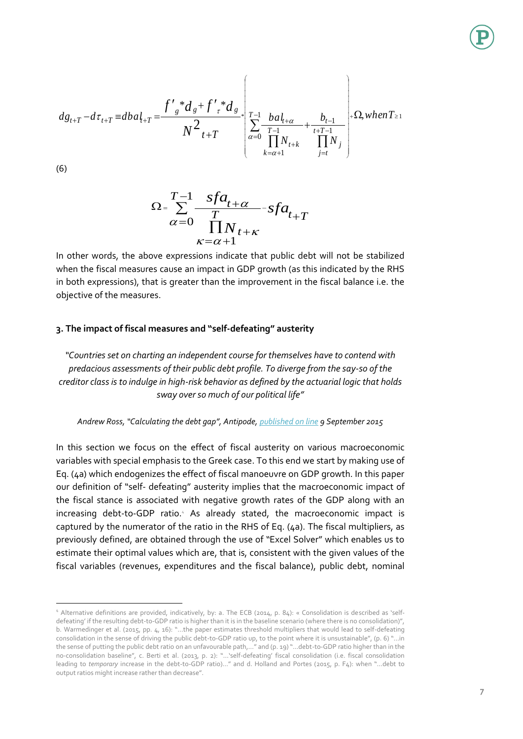$$dg_{t+T} - d\tau_{t+T} \equiv dbal_{t+T} = \frac{f'_g * d_g + f'_\tau * d_g}{N^2_{t+T}} * \left( \sum_{\alpha=0}^{T-1} \frac{bal_{t+\alpha}}{\prod_{k=\alpha+1}^{T-1} N_{t+k}} + \frac{b_{t-1}}{\prod_{j=t}^{t+T-1} N_j} \right) + \Omega, when T \geq 1$$

(6)

$$\Omega = \sum_{\alpha=0}^{T-1} \frac{sfa_{t+\alpha}}{\prod_{\kappa=\alpha+1}^{T} N_{t+\kappa}} - sfa_{t+T}$$

In other words, the above expressions indicate that public debt will not be stabilized when the fiscal measures cause an impact in GDP growth (as this indicated by the RHS in both expressions), that is greater than the improvement in the fiscal balance i.e. the objective of the measures.

## 3. The impact of fiscal measures and "self-defeating" austerity

*"Countries set on charting an independent course for themselves have to contend with predacious assessments of their public debt profile. To diverge from the say-so of the creditor class is to indulge in high-risk behavior as defined by the actuarial logic that holds sway over so much of our political life"*

*Andrew Ross, "Calculating the debt gap", Antipode, published on line 9 September 2015*

In this section we focus on the effect of fiscal austerity on various macroeconomic variables with special emphasis to the Greek case. To this end we start by making use of Eq. (4a) which endogenizes the effect of fiscal manoeuvre on GDP growth. In this paper our definition of "self- defeating" austerity implies that the macroeconomic impact of the fiscal stance is associated with negative growth rates of the GDP along with an increasing debt-to-GDP ratio.[4] As already stated, the macroeconomic impact is captured by the numerator of the ratio in the RHS of Eq. (4a). The fiscal multipliers, as previously defined, are obtained through the use of "Excel Solver" which enables us to estimate their optimal values which are, that is, consistent with the given values of the fiscal variables (revenues, expenditures and the fiscal balance), public debt, nominal

---

[4] Alternative definitions are provided, indicatively, by: a. The ECB (2014, p. 84): « Consolidation is described as 'self-defeating' if the resulting debt-to-GDP ratio is higher than it is in the baseline scenario (where there is no consolidation)", b. Warmedinger et al. (2015, pp. 4, 16): "…the paper estimates threshold multipliers that would lead to self-defeating consolidation in the sense of driving the public debt-to-GDP ratio up, to the point where it is unsustainable", (p. 6) "…in the sense of putting the public debt ratio on an unfavourable path,…" and (p. 19) "…debt-to-GDP ratio higher than in the no-consolidation baseline", c. Berti et al. (2013, p. 2): "…'self-defeating' fiscal consolidation (i.e. fiscal consolidation leading to *temporary* increase in the debt-to-GDP ratio)…" and d. Holland and Portes (2015, p. F4): when "…debt to output ratios might increase rather than decrease".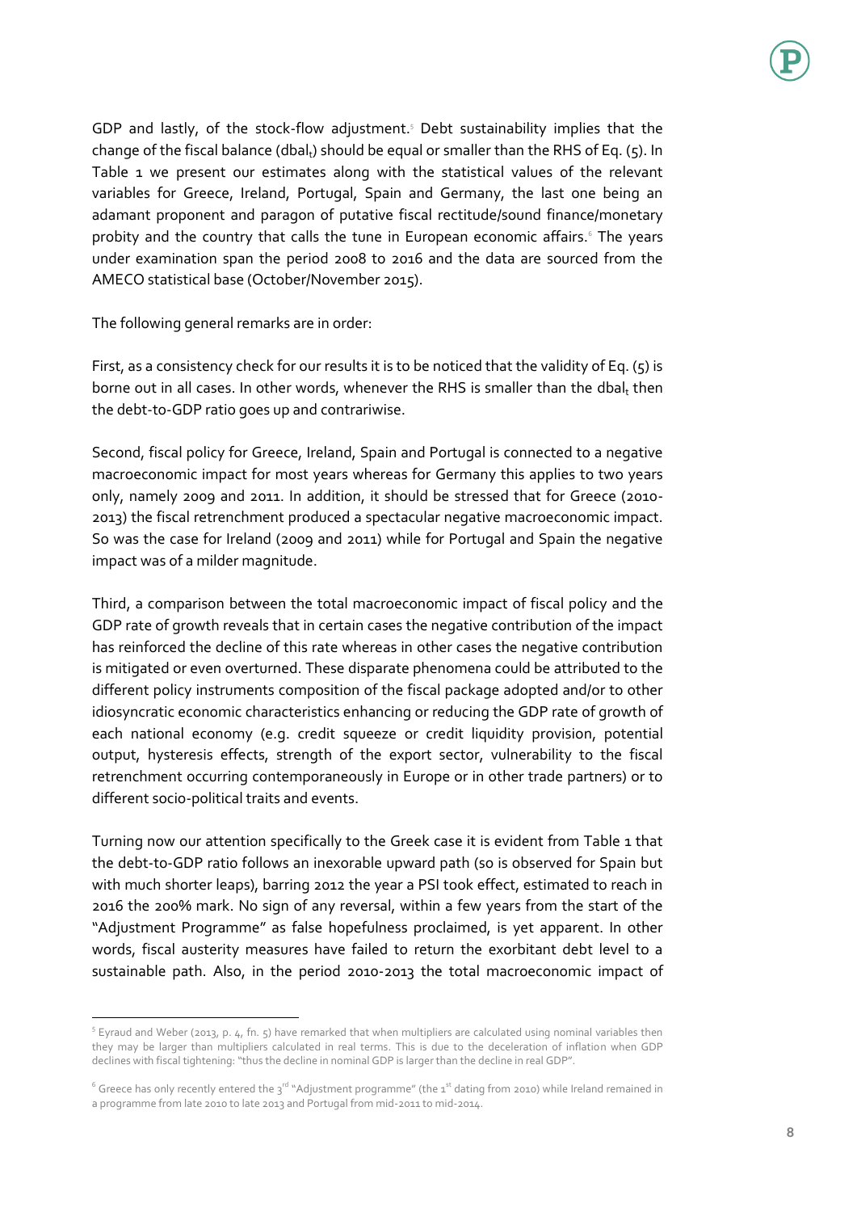GDP and lastly, of the stock-flow adjustment.[5] Debt sustainability implies that the change of the fiscal balance ($dbal_t$) should be equal or smaller than the RHS of Eq. (5). In Table 1 we present our estimates along with the statistical values of the relevant variables for Greece, Ireland, Portugal, Spain and Germany, the last one being an adamant proponent and paragon of putative fiscal rectitude/sound finance/monetary probity and the country that calls the tune in European economic affairs.[6] The years under examination span the period 2008 to 2016 and the data are sourced from the AMECO statistical base (October/November 2015).

The following general remarks are in order:

First, as a consistency check for our results it is to be noticed that the validity of Eq. (5) is borne out in all cases. In other words, whenever the RHS is smaller than the $dbal_t$ then the debt-to-GDP ratio goes up and contrariwise.

Second, fiscal policy for Greece, Ireland, Spain and Portugal is connected to a negative macroeconomic impact for most years whereas for Germany this applies to two years only, namely 2009 and 2011. In addition, it should be stressed that for Greece (2010-2013) the fiscal retrenchment produced a spectacular negative macroeconomic impact. So was the case for Ireland (2009 and 2011) while for Portugal and Spain the negative impact was of a milder magnitude.

Third, a comparison between the total macroeconomic impact of fiscal policy and the GDP rate of growth reveals that in certain cases the negative contribution of the impact has reinforced the decline of this rate whereas in other cases the negative contribution is mitigated or even overturned. These disparate phenomena could be attributed to the different policy instruments composition of the fiscal package adopted and/or to other idiosyncratic economic characteristics enhancing or reducing the GDP rate of growth of each national economy (e.g. credit squeeze or credit liquidity provision, potential output, hysteresis effects, strength of the export sector, vulnerability to the fiscal retrenchment occurring contemporaneously in Europe or in other trade partners) or to different socio-political traits and events.

Turning now our attention specifically to the Greek case it is evident from Table 1 that the debt-to-GDP ratio follows an inexorable upward path (so is observed for Spain but with much shorter leaps), barring 2012 the year a PSI took effect, estimated to reach in 2016 the 200% mark. No sign of any reversal, within a few years from the start of the "Adjustment Programme" as false hopefulness proclaimed, is yet apparent. In other words, fiscal austerity measures have failed to return the exorbitant debt level to a sustainable path. Also, in the period 2010-2013 the total macroeconomic impact of

---

[5] Eyraud and Weber (2013, p. 4, fn. 5) have remarked that when multipliers are calculated using nominal variables then they may be larger than multipliers calculated in real terms. This is due to the deceleration of inflation when GDP declines with fiscal tightening: "thus the decline in nominal GDP is larger than the decline in real GDP".

[6] Greece has only recently entered the 3rd "Adjustment programme" (the 1st dating from 2010) while Ireland remained in a programme from late 2010 to late 2013 and Portugal from mid-2011 to mid-2014.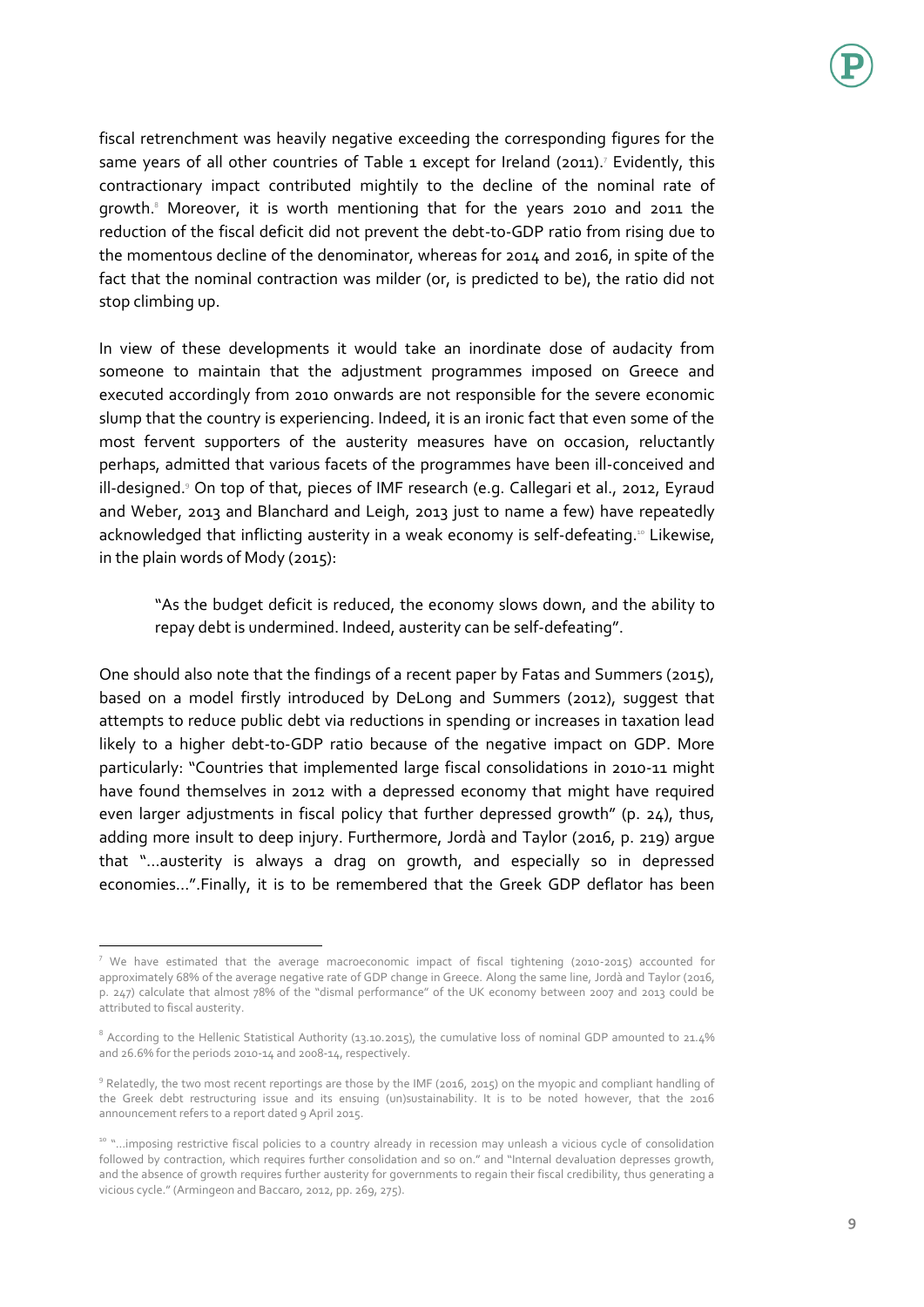fiscal retrenchment was heavily negative exceeding the corresponding figures for the same years of all other countries of Table 1 except for Ireland (2011).[7] Evidently, this contractionary impact contributed mightily to the decline of the nominal rate of growth.[8] Moreover, it is worth mentioning that for the years 2010 and 2011 the reduction of the fiscal deficit did not prevent the debt-to-GDP ratio from rising due to the momentous decline of the denominator, whereas for 2014 and 2016, in spite of the fact that the nominal contraction was milder (or, is predicted to be), the ratio did not stop climbing up.

In view of these developments it would take an inordinate dose of audacity from someone to maintain that the adjustment programmes imposed on Greece and executed accordingly from 2010 onwards are not responsible for the severe economic slump that the country is experiencing. Indeed, it is an ironic fact that even some of the most fervent supporters of the austerity measures have on occasion, reluctantly perhaps, admitted that various facets of the programmes have been ill-conceived and ill-designed.[9] On top of that, pieces of IMF research (e.g. Callegari et al., 2012, Eyraud and Weber, 2013 and Blanchard and Leigh, 2013 just to name a few) have repeatedly acknowledged that inflicting austerity in a weak economy is self-defeating.[10] Likewise, in the plain words of Mody (2015):

> "As the budget deficit is reduced, the economy slows down, and the ability to repay debt is undermined. Indeed, austerity can be self-defeating".

One should also note that the findings of a recent paper by Fatas and Summers (2015), based on a model firstly introduced by DeLong and Summers (2012), suggest that attempts to reduce public debt via reductions in spending or increases in taxation lead likely to a higher debt-to-GDP ratio because of the negative impact on GDP. More particularly: "Countries that implemented large fiscal consolidations in 2010-11 might have found themselves in 2012 with a depressed economy that might have required even larger adjustments in fiscal policy that further depressed growth" (p. 24), thus, adding more insult to deep injury. Furthermore, Jordà and Taylor (2016, p. 219) argue that "...austerity is always a drag on growth, and especially so in depressed economies...".Finally, it is to be remembered that the Greek GDP deflator has been

---

[7] We have estimated that the average macroeconomic impact of fiscal tightening (2010-2015) accounted for approximately 68% of the average negative rate of GDP change in Greece. Along the same line, Jordà and Taylor (2016, p. 247) calculate that almost 78% of the "dismal performance" of the UK economy between 2007 and 2013 could be attributed to fiscal austerity.

[8] According to the Hellenic Statistical Authority (13.10.2015), the cumulative loss of nominal GDP amounted to 21.4% and 26.6% for the periods 2010-14 and 2008-14, respectively.

[9] Relatedly, the two most recent reportings are those by the IMF (2016, 2015) on the myopic and compliant handling of the Greek debt restructuring issue and its ensuing (un)sustainability. It is to be noted however, that the 2016 announcement refers to a report dated 9 April 2015.

[10] "...imposing restrictive fiscal policies to a country already in recession may unleash a vicious cycle of consolidation followed by contraction, which requires further consolidation and so on." and "Internal devaluation depresses growth, and the absence of growth requires further austerity for governments to regain their fiscal credibility, thus generating a vicious cycle." (Armingeon and Baccaro, 2012, pp. 269, 275).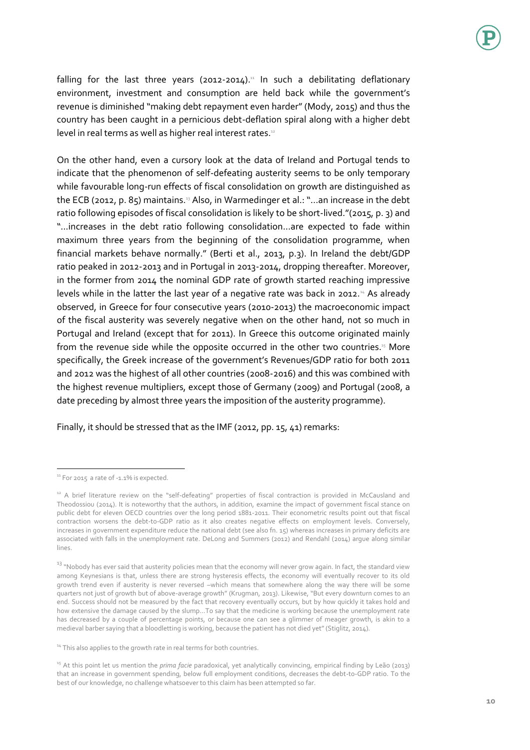falling for the last three years (2012-2014).[11] In such a debilitating deflationary environment, investment and consumption are held back while the government's revenue is diminished "making debt repayment even harder" (Mody, 2015) and thus the country has been caught in a pernicious debt-deflation spiral along with a higher debt level in real terms as well as higher real interest rates.[12]

On the other hand, even a cursory look at the data of Ireland and Portugal tends to indicate that the phenomenon of self-defeating austerity seems to be only temporary while favourable long-run effects of fiscal consolidation on growth are distinguished as the ECB (2012, p. 85) maintains.[13] Also, in Warmedinger et al.: "…an increase in the debt ratio following episodes of fiscal consolidation is likely to be short-lived."(2015, p. 3) and "…increases in the debt ratio following consolidation…are expected to fade within maximum three years from the beginning of the consolidation programme, when financial markets behave normally." (Berti et al., 2013, p.3). In Ireland the debt/GDP ratio peaked in 2012-2013 and in Portugal in 2013-2014, dropping thereafter. Moreover, in the former from 2014 the nominal GDP rate of growth started reaching impressive levels while in the latter the last year of a negative rate was back in 2012.[14] As already observed, in Greece for four consecutive years (2010-2013) the macroeconomic impact of the fiscal austerity was severely negative when on the other hand, not so much in Portugal and Ireland (except that for 2011). In Greece this outcome originated mainly from the revenue side while the opposite occurred in the other two countries.[15] More specifically, the Greek increase of the government's Revenues/GDP ratio for both 2011 and 2012 was the highest of all other countries (2008-2016) and this was combined with the highest revenue multipliers, except those of Germany (2009) and Portugal (2008, a date preceding by almost three years the imposition of the austerity programme).

Finally, it should be stressed that as the IMF (2012, pp. 15, 41) remarks:

---

[11] For 2015 a rate of -1.1% is expected.

[12] A brief literature review on the "self-defeating" properties of fiscal contraction is provided in McCausland and Theodossiou (2014). It is noteworthy that the authors, in addition, examine the impact of government fiscal stance on public debt for eleven OECD countries over the long period 1881-2011. Their econometric results point out that fiscal contraction worsens the debt-to-GDP ratio as it also creates negative effects on employment levels. Conversely, increases in government expenditure reduce the national debt (see also fn. 15) whereas increases in primary deficits are associated with falls in the unemployment rate. DeLong and Summers (2012) and Rendahl (2014) argue along similar lines.

[13] "Nobody has ever said that austerity policies mean that the economy will never grow again. In fact, the standard view among Keynesians is that, unless there are strong hysteresis effects, the economy will eventually recover to its old growth trend even if austerity is never reversed –which means that somewhere along the way there will be some quarters not just of growth but of above-average growth" (Krugman, 2013). Likewise, "But every downturn comes to an end. Success should not be measured by the fact that recovery eventually occurs, but by how quickly it takes hold and how extensive the damage caused by the slump…To say that the medicine is working because the unemployment rate has decreased by a couple of percentage points, or because one can see a glimmer of meager growth, is akin to a medieval barber saying that a bloodletting is working, because the patient has not died yet" (Stiglitz, 2014).

[14] This also applies to the growth rate in real terms for both countries.

[15] At this point let us mention the *prima facie* paradoxical, yet analytically convincing, empirical finding by Leão (2013) that an increase in government spending, below full employment conditions, decreases the debt-to-GDP ratio. To the best of our knowledge, no challenge whatsoever to this claim has been attempted so far.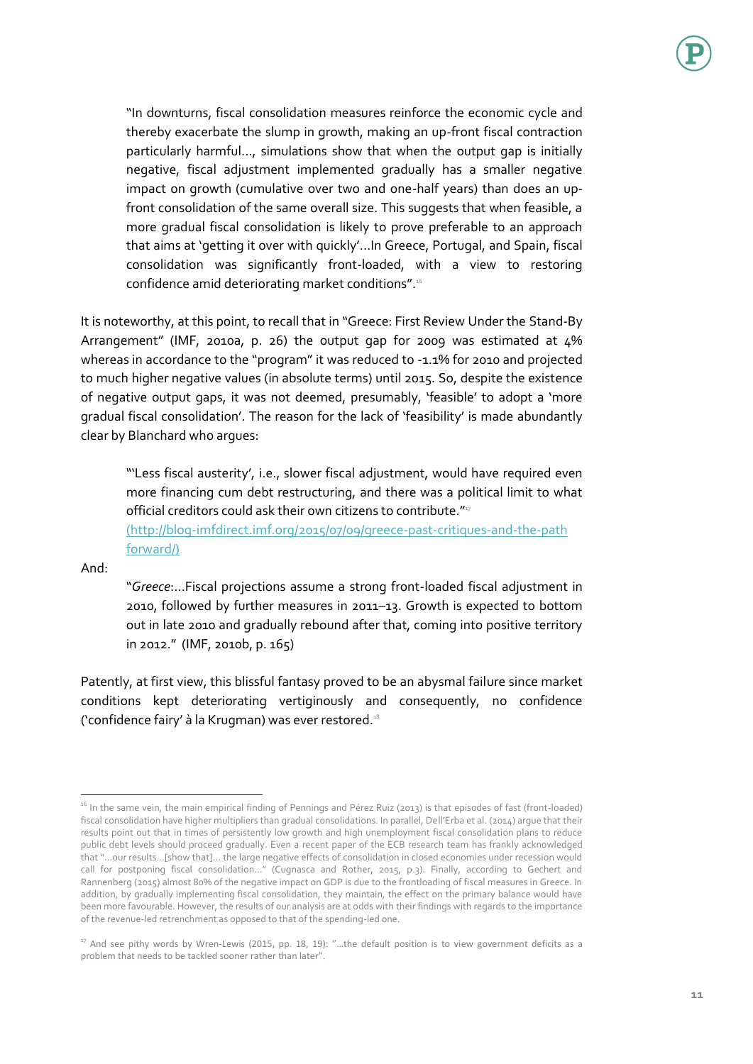> "In downturns, fiscal consolidation measures reinforce the economic cycle and thereby exacerbate the slump in growth, making an up-front fiscal contraction particularly harmful…, simulations show that when the output gap is initially negative, fiscal adjustment implemented gradually has a smaller negative impact on growth (cumulative over two and one-half years) than does an up-front consolidation of the same overall size. This suggests that when feasible, a more gradual fiscal consolidation is likely to prove preferable to an approach that aims at 'getting it over with quickly'…In Greece, Portugal, and Spain, fiscal consolidation was significantly front-loaded, with a view to restoring confidence amid deteriorating market conditions".[16]

It is noteworthy, at this point, to recall that in "Greece: First Review Under the Stand-By Arrangement" (IMF, 2010a, p. 26) the output gap for 2009 was estimated at 4% whereas in accordance to the "program" it was reduced to -1.1% for 2010 and projected to much higher negative values (in absolute terms) until 2015. So, despite the existence of negative output gaps, it was not deemed, presumably, 'feasible' to adopt a 'more gradual fiscal consolidation'. The reason for the lack of 'feasibility' is made abundantly clear by Blanchard who argues:

> "'Less fiscal austerity', i.e., slower fiscal adjustment, would have required even more financing cum debt restructuring, and there was a political limit to what official creditors could ask their own citizens to contribute."[17] [(http://blog-imfdirect.imf.org/2015/07/09/greece-past-critiques-and-the-path forward/)](http://blog-imfdirect.imf.org/2015/07/09/greece-past-critiques-and-the-path-forward/)

And:

> "*Greece*:…Fiscal projections assume a strong front-loaded fiscal adjustment in 2010, followed by further measures in 2011–13. Growth is expected to bottom out in late 2010 and gradually rebound after that, coming into positive territory in 2012." (IMF, 2010b, p. 165)

Patently, at first view, this blissful fantasy proved to be an abysmal failure since market conditions kept deteriorating vertiginously and consequently, no confidence ('confidence fairy' à la Krugman) was ever restored.[18]

---

[16] In the same vein, the main empirical finding of Pennings and Pérez Ruiz (2013) is that episodes of fast (front-loaded) fiscal consolidation have higher multipliers than gradual consolidations. In parallel, Dell'Erba et al. (2014) argue that their results point out that in times of persistently low growth and high unemployment fiscal consolidation plans to reduce public debt levels should proceed gradually. Even a recent paper of the ECB research team has frankly acknowledged that "…our results…[show that]… the large negative effects of consolidation in closed economies under recession would call for postponing fiscal consolidation…" (Cugnasca and Rother, 2015, p.3). Finally, according to Gechert and Rannenberg (2015) almost 80% of the negative impact on GDP is due to the frontloading of fiscal measures in Greece. In addition, by gradually implementing fiscal consolidation, they maintain, the effect on the primary balance would have been more favourable. However, the results of our analysis are at odds with their findings with regards to the importance of the revenue-led retrenchment as opposed to that of the spending-led one.

[17] And see pithy words by Wren-Lewis (2015, pp. 18, 19): "…the default position is to view government deficits as a problem that needs to be tackled sooner rather than later".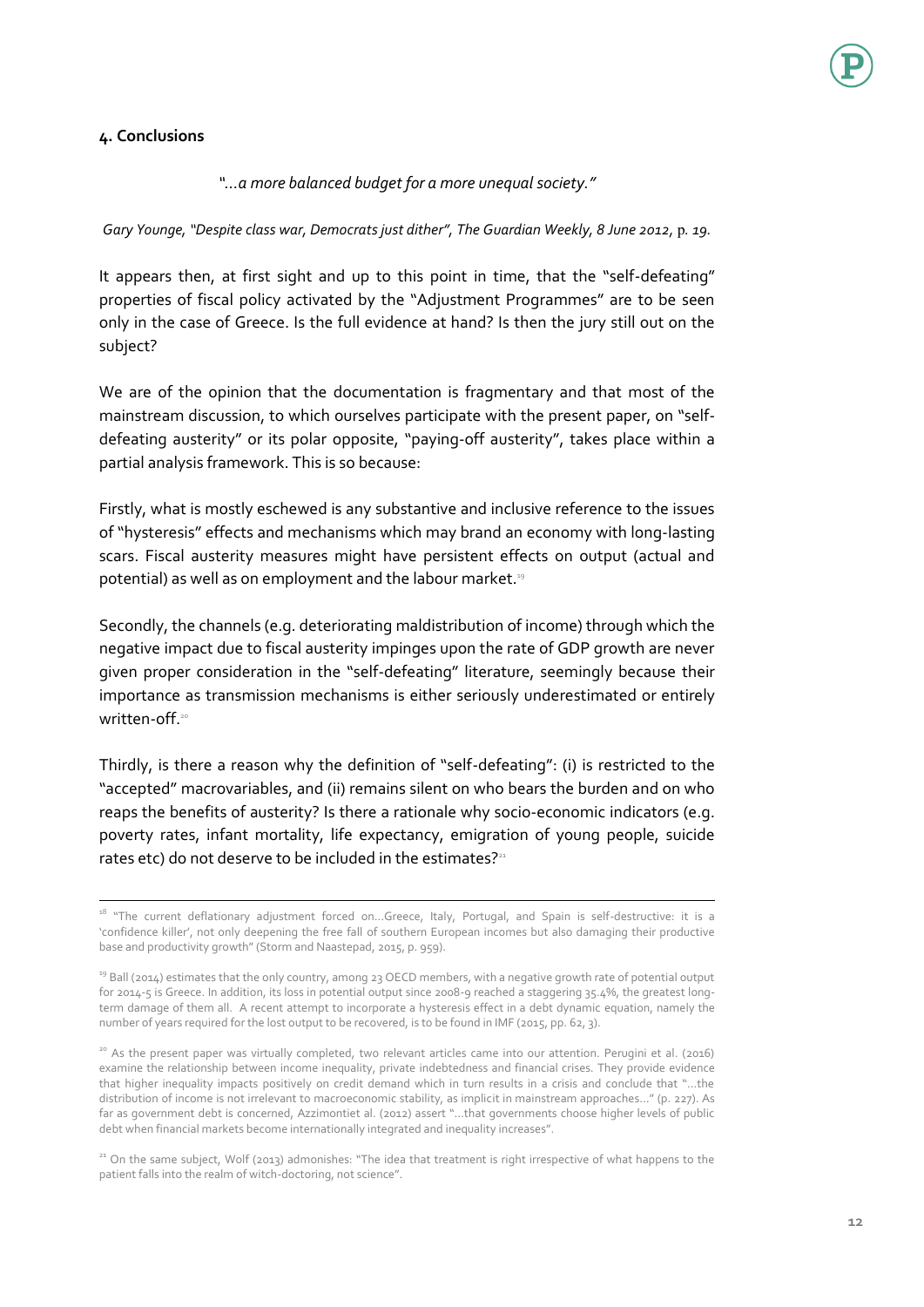## 4. Conclusions

*"…a more balanced budget for a more unequal society."*

*Gary Younge, "Despite class war, Democrats just dither", The Guardian Weekly, 8 June 2012,* p. *19.*

It appears then, at first sight and up to this point in time, that the "self-defeating" properties of fiscal policy activated by the "Adjustment Programmes" are to be seen only in the case of Greece. Is the full evidence at hand? Is then the jury still out on the subject?

We are of the opinion that the documentation is fragmentary and that most of the mainstream discussion, to which ourselves participate with the present paper, on "self-defeating austerity" or its polar opposite, "paying-off austerity", takes place within a partial analysis framework. This is so because:

Firstly, what is mostly eschewed is any substantive and inclusive reference to the issues of "hysteresis" effects and mechanisms which may brand an economy with long-lasting scars. Fiscal austerity measures might have persistent effects on output (actual and potential) as well as on employment and the labour market.[19]

Secondly, the channels (e.g. deteriorating maldistribution of income) through which the negative impact due to fiscal austerity impinges upon the rate of GDP growth are never given proper consideration in the "self-defeating" literature, seemingly because their importance as transmission mechanisms is either seriously underestimated or entirely written-off.[20]

Thirdly, is there a reason why the definition of "self-defeating": (i) is restricted to the "accepted" macrovariables, and (ii) remains silent on who bears the burden and on who reaps the benefits of austerity? Is there a rationale why socio-economic indicators (e.g. poverty rates, infant mortality, life expectancy, emigration of young people, suicide rates etc) do not deserve to be included in the estimates?[21]

---

[18] "The current deflationary adjustment forced on…Greece, Italy, Portugal, and Spain is self-destructive: it is a 'confidence killer', not only deepening the free fall of southern European incomes but also damaging their productive base and productivity growth" (Storm and Naastepad, 2015, p. 959).

[19] Ball (2014) estimates that the only country, among 23 OECD members, with a negative growth rate of potential output for 2014-5 is Greece. In addition, its loss in potential output since 2008-9 reached a staggering 35.4%, the greatest long-term damage of them all. A recent attempt to incorporate a hysteresis effect in a debt dynamic equation, namely the number of years required for the lost output to be recovered, is to be found in IMF (2015, pp. 62, 3).

[20] As the present paper was virtually completed, two relevant articles came into our attention. Perugini et al. (2016) examine the relationship between income inequality, private indebtedness and financial crises. They provide evidence that higher inequality impacts positively on credit demand which in turn results in a crisis and conclude that "…the distribution of income is not irrelevant to macroeconomic stability, as implicit in mainstream approaches…" (p. 227). As far as government debt is concerned, Azzimontiet al. (2012) assert "…that governments choose higher levels of public debt when financial markets become internationally integrated and inequality increases".

[21] On the same subject, Wolf (2013) admonishes: "The idea that treatment is right irrespective of what happens to the patient falls into the realm of witch-doctoring, not science".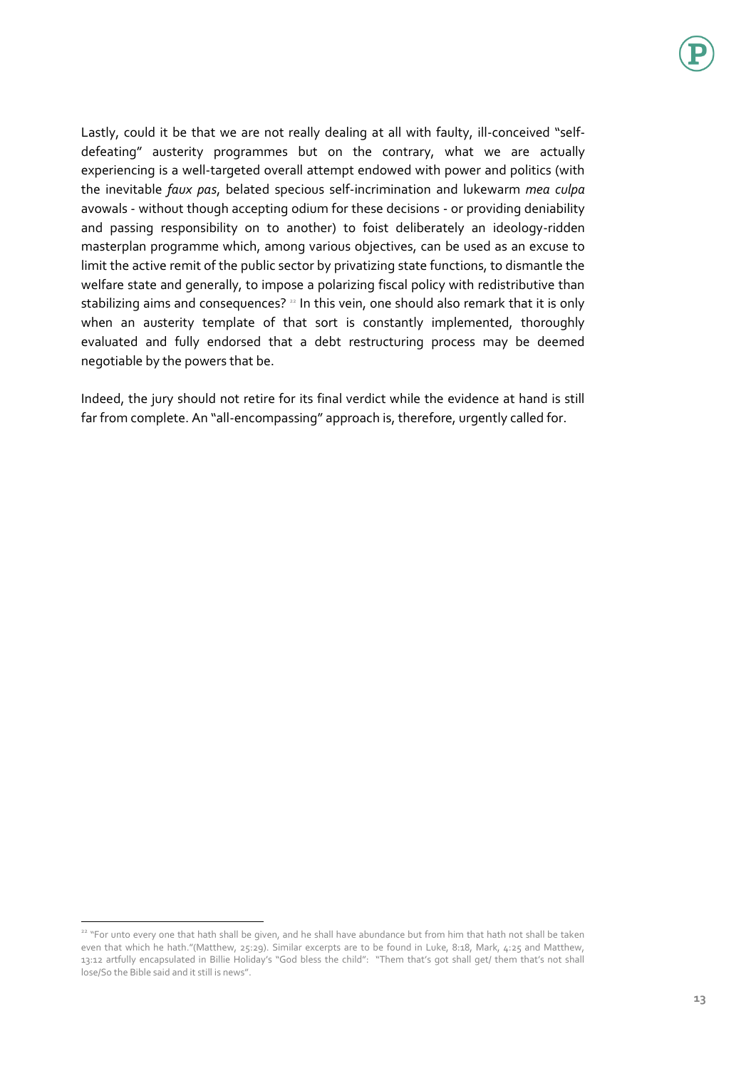Lastly, could it be that we are not really dealing at all with faulty, ill-conceived "self-defeating" austerity programmes but on the contrary, what we are actually experiencing is a well-targeted overall attempt endowed with power and politics (with the inevitable *faux pas*, belated specious self-incrimination and lukewarm *mea culpa* avowals - without though accepting odium for these decisions - or providing deniability and passing responsibility on to another) to foist deliberately an ideology-ridden masterplan programme which, among various objectives, can be used as an excuse to limit the active remit of the public sector by privatizing state functions, to dismantle the welfare state and generally, to impose a polarizing fiscal policy with redistributive than stabilizing aims and consequences? [22] In this vein, one should also remark that it is only when an austerity template of that sort is constantly implemented, thoroughly evaluated and fully endorsed that a debt restructuring process may be deemed negotiable by the powers that be.

Indeed, the jury should not retire for its final verdict while the evidence at hand is still far from complete. An "all-encompassing" approach is, therefore, urgently called for.

---

[22] "For unto every one that hath shall be given, and he shall have abundance but from him that hath not shall be taken even that which he hath."(Matthew, 25:29). Similar excerpts are to be found in Luke, 8:18, Mark, 4:25 and Matthew, 13:12 artfully encapsulated in Billie Holiday's "God bless the child": "Them that's got shall get/ them that's not shall lose/So the Bible said and it still is news".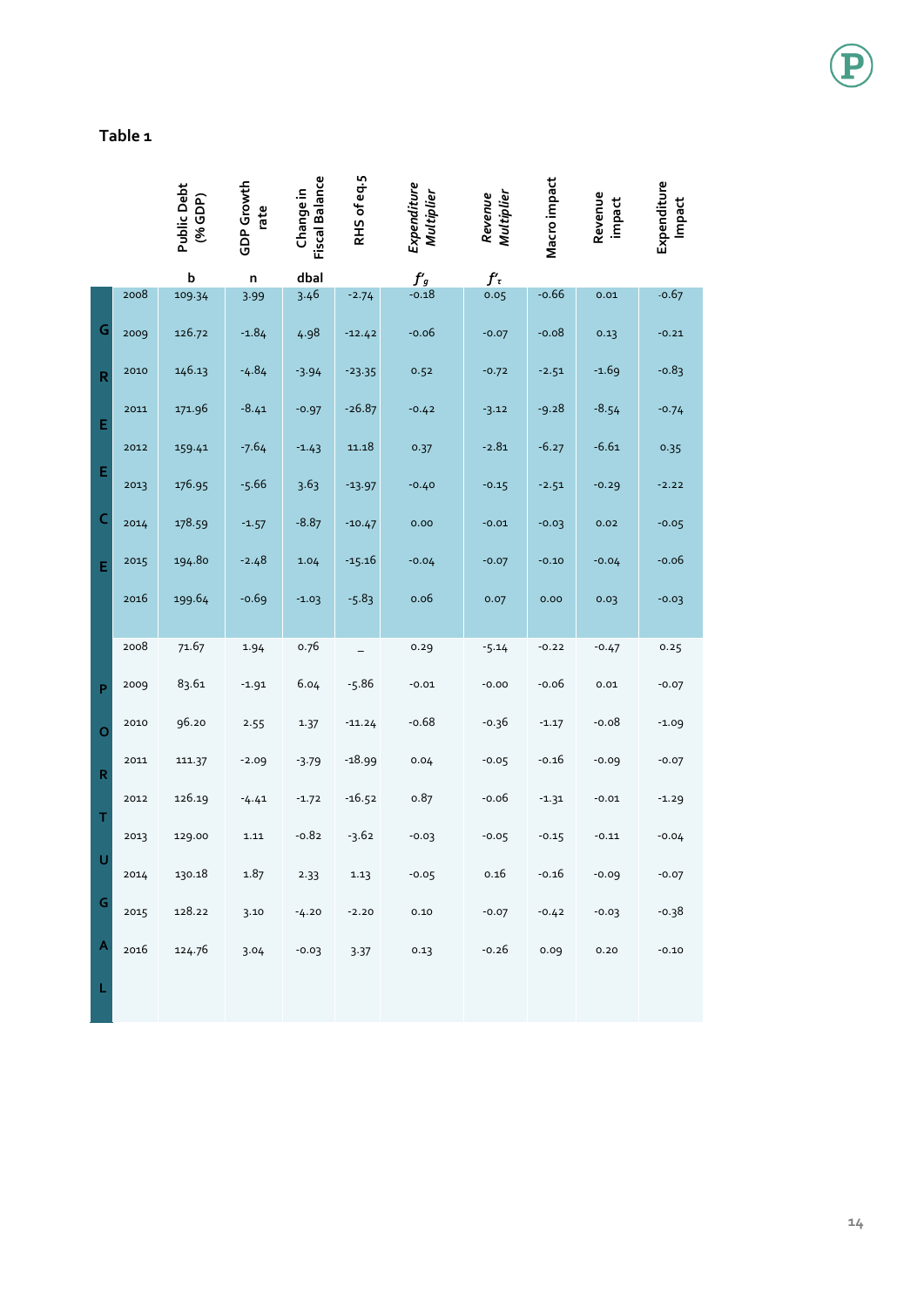## Table 1

| Country | Year | Public Debt (% GDP) b | GDP Growth rate n | Change in Fiscal Balance dbal | RHS of eq.5 | *Expenditure Multiplier* $f'_g$ | *Revenue Multiplier* $f'_\tau$ | Macro impact | Revenue impact | Expenditure Impact |
|---|---|---|---|---|---|---|---|---|---|---|
| GREECE | 2008 | 109.34 | 3.99 | 3.46 | -2.74 | -0.18 | 0.05 | -0.66 | 0.01 | -0.67 |
| | 2009 | 126.72 | -1.84 | 4.98 | -12.42 | -0.06 | -0.07 | -0.08 | 0.13 | -0.21 |
| | 2010 | 146.13 | -4.84 | -3.94 | -23.35 | 0.52 | -0.72 | -2.51 | -1.69 | -0.83 |
| | 2011 | 171.96 | -8.41 | -0.97 | -26.87 | -0.42 | -3.12 | -9.28 | -8.54 | -0.74 |
| | 2012 | 159.41 | -7.64 | -1.43 | 11.18 | 0.37 | -2.81 | -6.27 | -6.61 | 0.35 |
| | 2013 | 176.95 | -5.66 | 3.63 | -13.97 | -0.40 | -0.15 | -2.51 | -0.29 | -2.22 |
| | 2014 | 178.59 | -1.57 | -8.87 | -10.47 | 0.00 | -0.01 | -0.03 | 0.02 | -0.05 |
| | 2015 | 194.80 | -2.48 | 1.04 | -15.16 | -0.04 | -0.07 | -0.10 | -0.04 | -0.06 |
| | 2016 | 199.64 | -0.69 | -1.03 | -5.83 | 0.06 | 0.07 | 0.00 | 0.03 | -0.03 |
| PORTUGAL | 2008 | 71.67 | 1.94 | 0.76 | _ | 0.29 | -5.14 | -0.22 | -0.47 | 0.25 |
| | 2009 | 83.61 | -1.91 | 6.04 | -5.86 | -0.01 | -0.00 | -0.06 | 0.01 | -0.07 |
| | 2010 | 96.20 | 2.55 | 1.37 | -11.24 | -0.68 | -0.36 | -1.17 | -0.08 | -1.09 |
| | 2011 | 111.37 | -2.09 | -3.79 | -18.99 | 0.04 | -0.05 | -0.16 | -0.09 | -0.07 |
| | 2012 | 126.19 | -4.41 | -1.72 | -16.52 | 0.87 | -0.06 | -1.31 | -0.01 | -1.29 |
| | 2013 | 129.00 | 1.11 | -0.82 | -3.62 | -0.03 | -0.05 | -0.15 | -0.11 | -0.04 |
| | 2014 | 130.18 | 1.87 | 2.33 | 1.13 | -0.05 | 0.16 | -0.16 | -0.09 | -0.07 |
| | 2015 | 128.22 | 3.10 | -4.20 | -2.20 | 0.10 | -0.07 | -0.42 | -0.03 | -0.38 |
| | 2016 | 124.76 | 3.04 | -0.03 | 3.37 | 0.13 | -0.26 | 0.09 | 0.20 | -0.10 |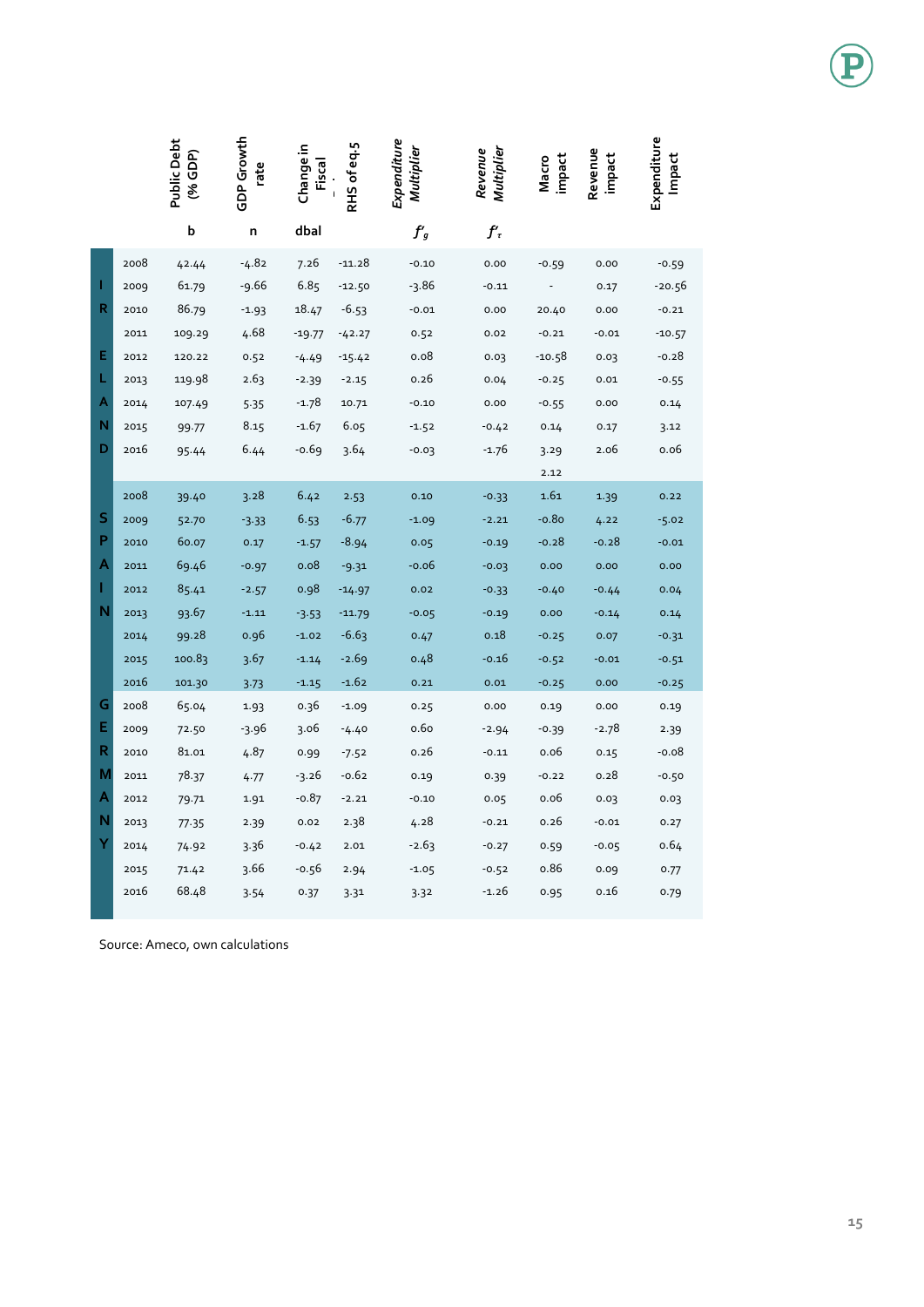| | | Public Debt (% GDP) | GDP Growth rate | Change in Fiscal - | RHS of eq.5 | *Expenditure Multiplier* | *Revenue Multiplier* | Macro impact | Revenue impact | Expenditure Impact |
|---|---|---|---|---|---|---|---|---|---|---|
| | | b | n | dbal | | $f'_g$ | $f'_\tau$ | | | |
| IRELAND | 2008 | 42.44 | -4.82 | 7.26 | -11.28 | -0.10 | 0.00 | -0.59 | 0.00 | -0.59 |
| | 2009 | 61.79 | -9.66 | 6.85 | -12.50 | -3.86 | -0.11 | - | 0.17 | -20.56 |
| | 2010 | 86.79 | -1.93 | 18.47 | -6.53 | -0.01 | 0.00 | 20.40 | 0.00 | -0.21 |
| | 2011 | 109.29 | 4.68 | -19.77 | -42.27 | 0.52 | 0.02 | -0.21 | -0.01 | -10.57 |
| | 2012 | 120.22 | 0.52 | -4.49 | -15.42 | 0.08 | 0.03 | -10.58 | 0.03 | -0.28 |
| | 2013 | 119.98 | 2.63 | -2.39 | -2.15 | 0.26 | 0.04 | -0.25 | 0.01 | -0.55 |
| | 2014 | 107.49 | 5.35 | -1.78 | 10.71 | -0.10 | 0.00 | -0.55 | 0.00 | 0.14 |
| | 2015 | 99.77 | 8.15 | -1.67 | 6.05 | -1.52 | -0.42 | 0.14 | 0.17 | 3.12 |
| | 2016 | 95.44 | 6.44 | -0.69 | 3.64 | -0.03 | -1.76 | 3.29 | 2.06 | 0.06 |
| | | | | | | | | 2.12 | | |
| SPAIN | 2008 | 39.40 | 3.28 | 6.42 | 2.53 | 0.10 | -0.33 | 1.61 | 1.39 | 0.22 |
| | 2009 | 52.70 | -3.33 | 6.53 | -6.77 | -1.09 | -2.21 | -0.80 | 4.22 | -5.02 |
| | 2010 | 60.07 | 0.17 | -1.57 | -8.94 | 0.05 | -0.19 | -0.28 | -0.28 | -0.01 |
| | 2011 | 69.46 | -0.97 | 0.08 | -9.31 | -0.06 | -0.03 | 0.00 | 0.00 | 0.00 |
| | 2012 | 85.41 | -2.57 | 0.98 | -14.97 | 0.02 | -0.33 | -0.40 | -0.44 | 0.04 |
| | 2013 | 93.67 | -1.11 | -3.53 | -11.79 | -0.05 | -0.19 | 0.00 | -0.14 | 0.14 |
| | 2014 | 99.28 | 0.96 | -1.02 | -6.63 | 0.47 | 0.18 | -0.25 | 0.07 | -0.31 |
| | 2015 | 100.83 | 3.67 | -1.14 | -2.69 | 0.48 | -0.16 | -0.52 | -0.01 | -0.51 |
| | 2016 | 101.30 | 3.73 | -1.15 | -1.62 | 0.21 | 0.01 | -0.25 | 0.00 | -0.25 |
| GERMANY | 2008 | 65.04 | 1.93 | 0.36 | -1.09 | 0.25 | 0.00 | 0.19 | 0.00 | 0.19 |
| | 2009 | 72.50 | -3.96 | 3.06 | -4.40 | 0.60 | -2.94 | -0.39 | -2.78 | 2.39 |
| | 2010 | 81.01 | 4.87 | 0.99 | -7.52 | 0.26 | -0.11 | 0.06 | 0.15 | -0.08 |
| | 2011 | 78.37 | 4.77 | -3.26 | -0.62 | 0.19 | 0.39 | -0.22 | 0.28 | -0.50 |
| | 2012 | 79.71 | 1.91 | -0.87 | -2.21 | -0.10 | 0.05 | 0.06 | 0.03 | 0.03 |
| | 2013 | 77.35 | 2.39 | 0.02 | 2.38 | 4.28 | -0.21 | 0.26 | -0.01 | 0.27 |
| | 2014 | 74.92 | 3.36 | -0.42 | 2.01 | -2.63 | -0.27 | 0.59 | -0.05 | 0.64 |
| | 2015 | 71.42 | 3.66 | -0.56 | 2.94 | -1.05 | -0.52 | 0.86 | 0.09 | 0.77 |
| | 2016 | 68.48 | 3.54 | 0.37 | 3.31 | 3.32 | -1.26 | 0.95 | 0.16 | 0.79 |

Source: Ameco, own calculations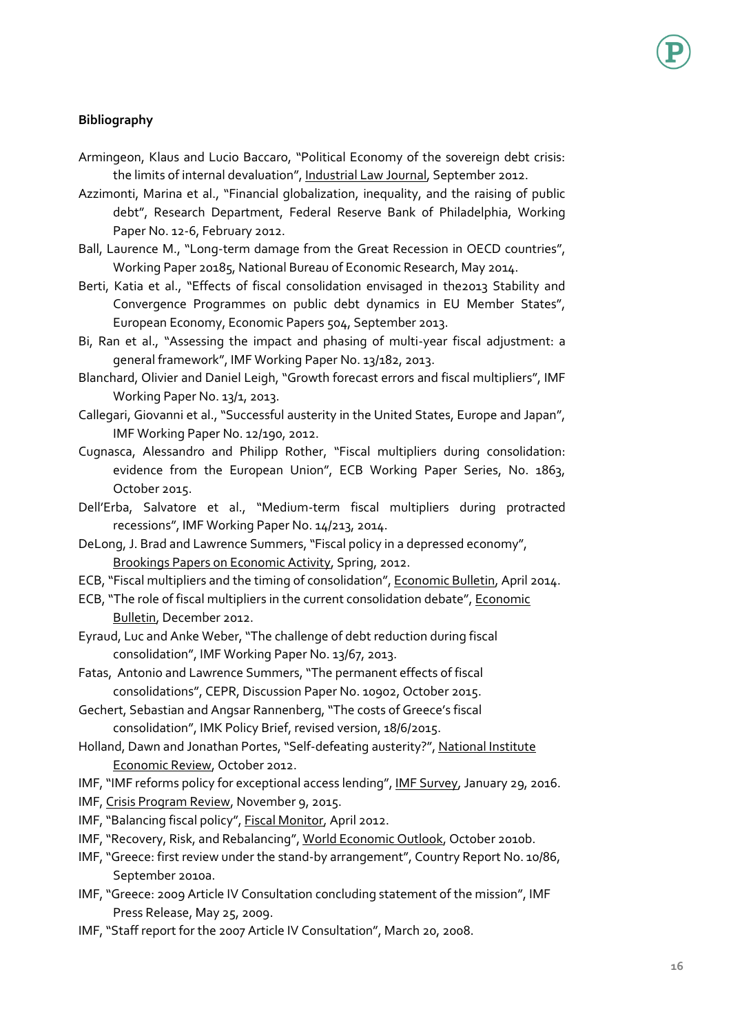**Bibliography**

Armingeon, Klaus and Lucio Baccaro, "Political Economy of the sovereign debt crisis: the limits of internal devaluation", Industrial Law Journal, September 2012.

Azzimonti, Marina et al., "Financial globalization, inequality, and the raising of public debt", Research Department, Federal Reserve Bank of Philadelphia, Working Paper No. 12-6, February 2012.

Ball, Laurence M., "Long-term damage from the Great Recession in OECD countries", Working Paper 20185, National Bureau of Economic Research, May 2014.

Berti, Katia et al., "Effects of fiscal consolidation envisaged in the2013 Stability and Convergence Programmes on public debt dynamics in EU Member States", European Economy, Economic Papers 504, September 2013.

Bi, Ran et al., "Assessing the impact and phasing of multi-year fiscal adjustment: a general framework", IMF Working Paper No. 13/182, 2013.

Blanchard, Olivier and Daniel Leigh, "Growth forecast errors and fiscal multipliers", IMF Working Paper No. 13/1, 2013.

Callegari, Giovanni et al., "Successful austerity in the United States, Europe and Japan", IMF Working Paper No. 12/190, 2012.

Cugnasca, Alessandro and Philipp Rother, "Fiscal multipliers during consolidation: evidence from the European Union", ECB Working Paper Series, No. 1863, October 2015.

Dell'Erba, Salvatore et al., "Medium-term fiscal multipliers during protracted recessions", IMF Working Paper No. 14/213, 2014.

DeLong, J. Brad and Lawrence Summers, "Fiscal policy in a depressed economy", Brookings Papers on Economic Activity, Spring, 2012.

ECB, "Fiscal multipliers and the timing of consolidation", Economic Bulletin, April 2014.

ECB, "The role of fiscal multipliers in the current consolidation debate", Economic Bulletin, December 2012.

Eyraud, Luc and Anke Weber, "The challenge of debt reduction during fiscal consolidation", IMF Working Paper No. 13/67, 2013.

Fatas, Antonio and Lawrence Summers, "The permanent effects of fiscal consolidations", CEPR, Discussion Paper No. 10902, October 2015.

Gechert, Sebastian and Angsar Rannenberg, "The costs of Greece's fiscal consolidation", IMK Policy Brief, revised version, 18/6/2015.

Holland, Dawn and Jonathan Portes, "Self-defeating austerity?", National Institute Economic Review, October 2012.

IMF, "IMF reforms policy for exceptional access lending", IMF Survey, January 29, 2016.

IMF, Crisis Program Review, November 9, 2015.

IMF, "Balancing fiscal policy", Fiscal Monitor, April 2012.

IMF, "Recovery, Risk, and Rebalancing", World Economic Outlook, October 2010b.

IMF, "Greece: first review under the stand-by arrangement", Country Report No. 10/86, September 2010a.

IMF, "Greece: 2009 Article IV Consultation concluding statement of the mission", IMF Press Release, May 25, 2009.

IMF, "Staff report for the 2007 Article IV Consultation", March 20, 2008.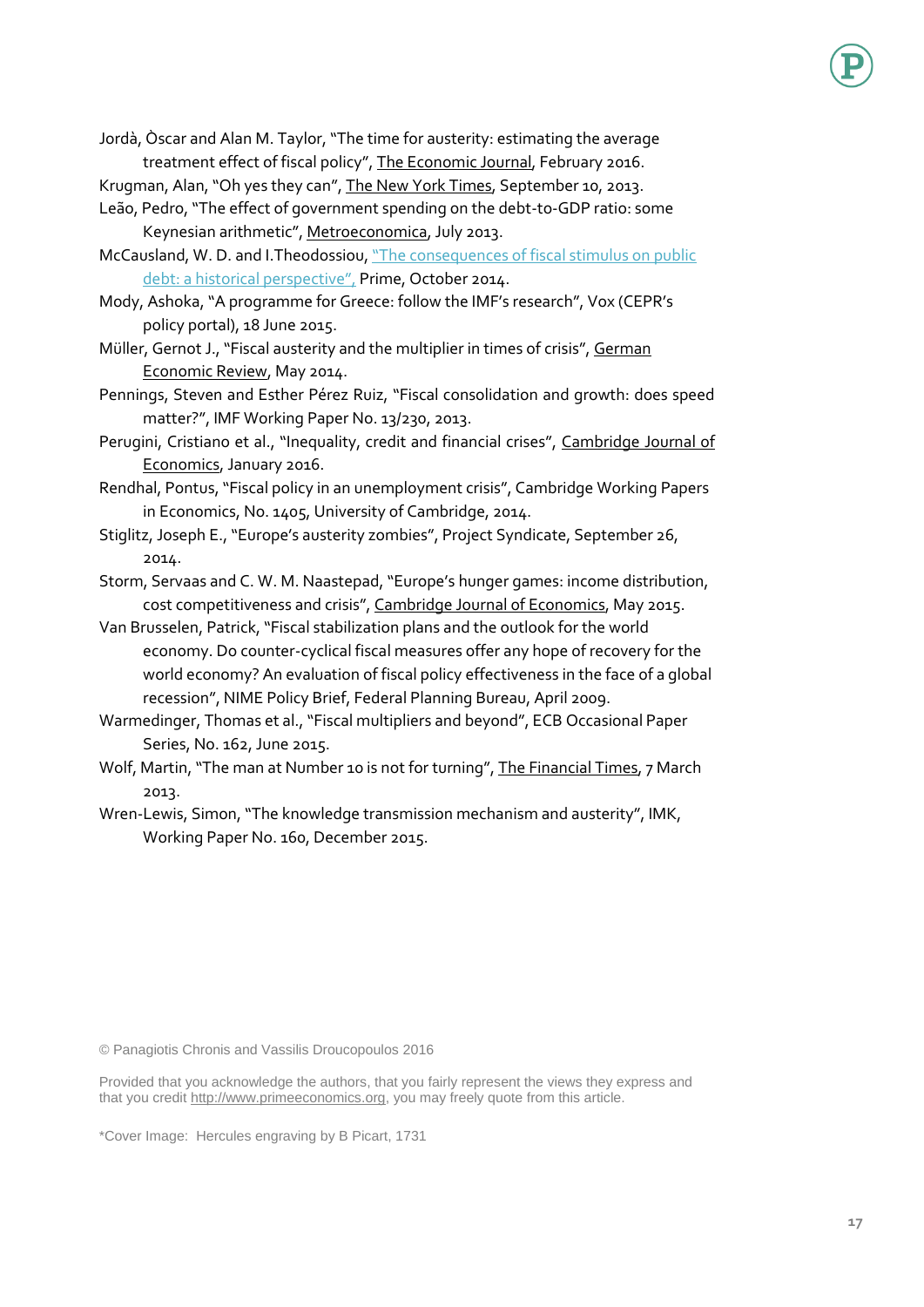Jordà, Òscar and Alan M. Taylor, "The time for austerity: estimating the average treatment effect of fiscal policy", The Economic Journal, February 2016.

Krugman, Alan, "Oh yes they can", The New York Times, September 10, 2013.

Leão, Pedro, "The effect of government spending on the debt-to-GDP ratio: some Keynesian arithmetic", Metroeconomica, July 2013.

McCausland, W. D. and I.Theodossiou, "The consequences of fiscal stimulus on public debt: a historical perspective", Prime, October 2014.

Mody, Ashoka, "A programme for Greece: follow the IMF's research", Vox (CEPR's policy portal), 18 June 2015.

Müller, Gernot J., "Fiscal austerity and the multiplier in times of crisis", German Economic Review, May 2014.

Pennings, Steven and Esther Pérez Ruiz, "Fiscal consolidation and growth: does speed matter?", IMF Working Paper No. 13/230, 2013.

Perugini, Cristiano et al., "Inequality, credit and financial crises", Cambridge Journal of Economics, January 2016.

Rendhal, Pontus, "Fiscal policy in an unemployment crisis", Cambridge Working Papers in Economics, No. 1405, University of Cambridge, 2014.

Stiglitz, Joseph E., "Europe's austerity zombies", Project Syndicate, September 26, 2014.

Storm, Servaas and C. W. M. Naastepad, "Europe's hunger games: income distribution, cost competitiveness and crisis", Cambridge Journal of Economics, May 2015.

Van Brusselen, Patrick, "Fiscal stabilization plans and the outlook for the world economy. Do counter-cyclical fiscal measures offer any hope of recovery for the world economy? An evaluation of fiscal policy effectiveness in the face of a global recession", NIME Policy Brief, Federal Planning Bureau, April 2009.

Warmedinger, Thomas et al., "Fiscal multipliers and beyond", ECB Occasional Paper Series, No. 162, June 2015.

Wolf, Martin, "The man at Number 10 is not for turning", The Financial Times, 7 March 2013.

Wren-Lewis, Simon, "The knowledge transmission mechanism and austerity", IMK, Working Paper No. 160, December 2015.

© Panagiotis Chronis and Vassilis Droucopoulos 2016

Provided that you acknowledge the authors, that you fairly represent the views they express and that you credit http://www.primeeconomics.org, you may freely quote from this article.

*Cover Image: Hercules engraving by B Picart, 1731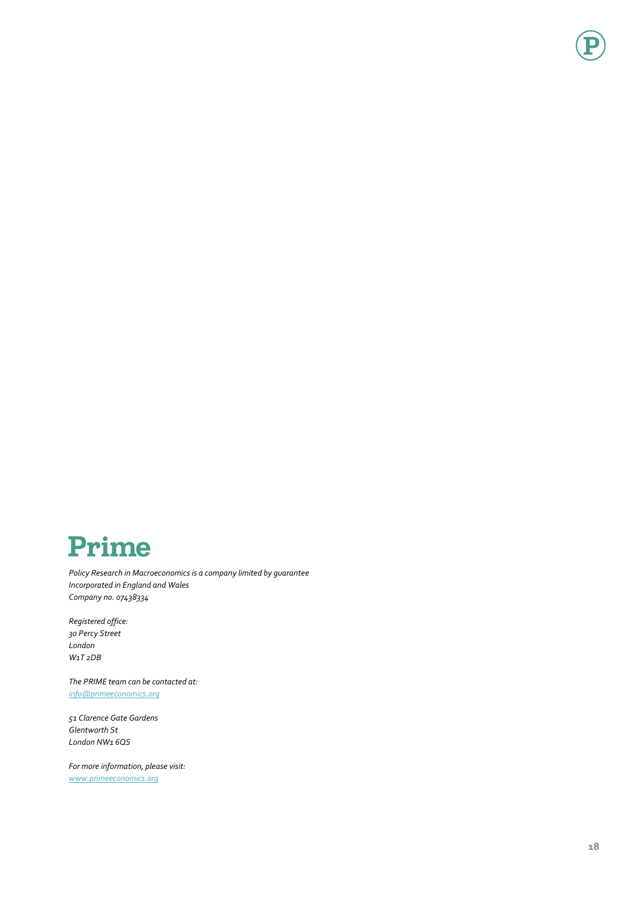# Prime

*Policy Research in Macroeconomics is a company limited by guarantee*
*Incorporated in England and Wales*
*Company no. 07438334*

*Registered office:*
*30 Percy Street*
*London*
*W1T 2DB*

*The PRIME team can be contacted at:*
*info@primeeconomics.org*

*51 Clarence Gate Gardens*
*Glentworth St*
*London NW1 6QS*

*For more information, please visit:*
*www.primeeconomics.org*